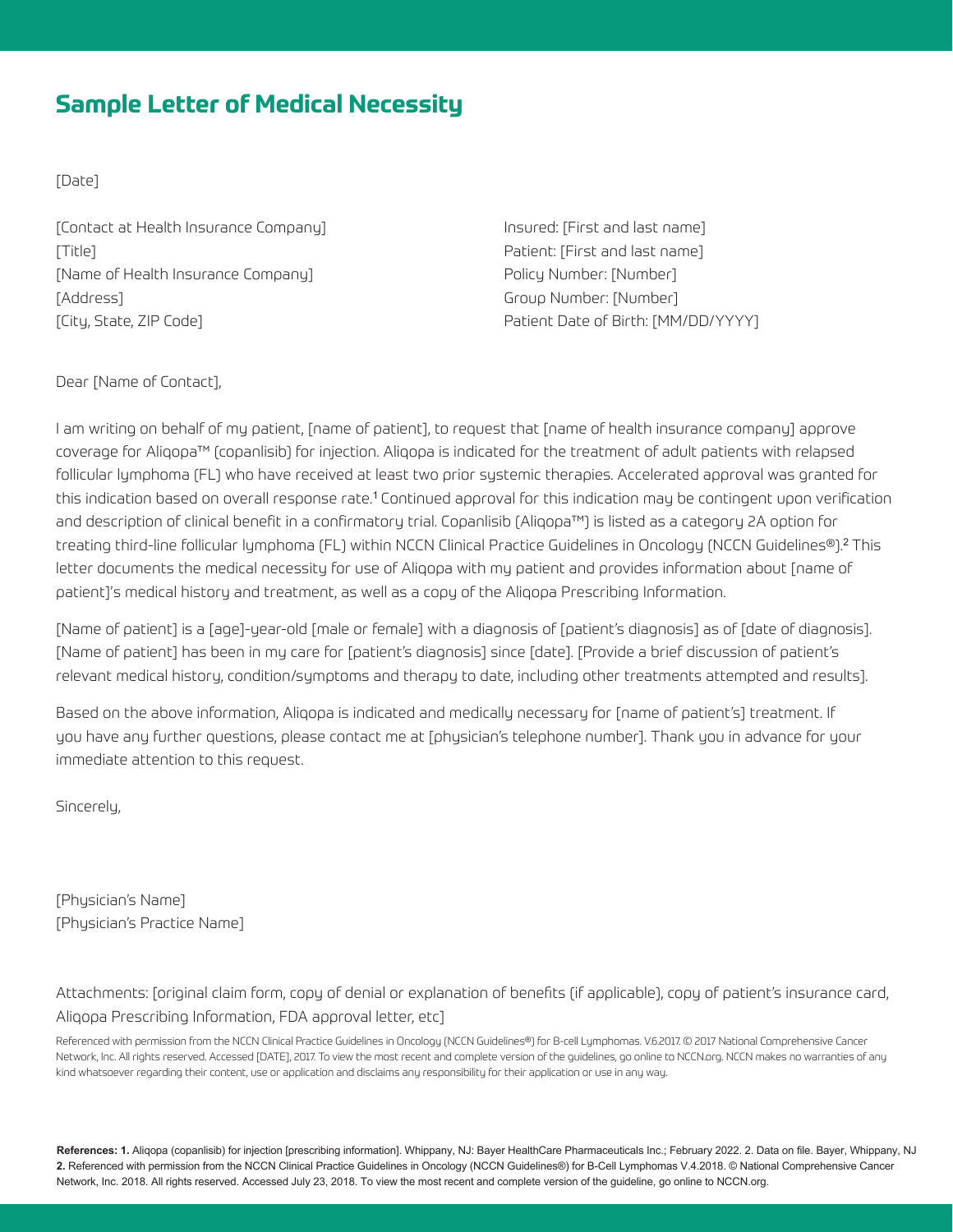# Sample Letter of Medical Necessity

[Date]

[Contact at Health Insurance Company]
[Title]
[Name of Health Insurance Company]
[Address]
[City, State, ZIP Code]

Insured: [First and last name]
Patient: [First and last name]
Policy Number: [Number]
Group Number: [Number]
Patient Date of Birth: [MM/DD/YYYY]

Dear [Name of Contact],

I am writing on behalf of my patient, [name of patient], to request that [name of health insurance company] approve coverage for Aliqopa™ (copanlisib) for injection. Aliqopa is indicated for the treatment of adult patients with relapsed follicular lymphoma (FL) who have received at least two prior systemic therapies. Accelerated approval was granted for this indication based on overall response rate.[1] Continued approval for this indication may be contingent upon verification and description of clinical benefit in a confirmatory trial. Copanlisib (Aliqopa™) is listed as a category 2A option for treating third-line follicular lymphoma (FL) within NCCN Clinical Practice Guidelines in Oncology (NCCN Guidelines®).[2] This letter documents the medical necessity for use of Aliqopa with my patient and provides information about [name of patient]'s medical history and treatment, as well as a copy of the Aliqopa Prescribing Information.

[Name of patient] is a [age]-year-old [male or female] with a diagnosis of [patient's diagnosis] as of [date of diagnosis]. [Name of patient] has been in my care for [patient's diagnosis] since [date]. [Provide a brief discussion of patient's relevant medical history, condition/symptoms and therapy to date, including other treatments attempted and results].

Based on the above information, Aliqopa is indicated and medically necessary for [name of patient's] treatment. If you have any further questions, please contact me at [physician's telephone number]. Thank you in advance for your immediate attention to this request.

Sincerely,

[Physician's Name]
[Physician's Practice Name]

Attachments: [original claim form, copy of denial or explanation of benefits (if applicable), copy of patient's insurance card, Aliqopa Prescribing Information, FDA approval letter, etc]

Referenced with permission from the NCCN Clinical Practice Guidelines in Oncology (NCCN Guidelines®) for B-cell Lymphomas. V.6.2017. © 2017 National Comprehensive Cancer Network, Inc. All rights reserved. Accessed [DATE], 2017. To view the most recent and complete version of the guidelines, go online to NCCN.org. NCCN makes no warranties of any kind whatsoever regarding their content, use or application and disclaims any responsibility for their application or use in any way.

**References: 1.** Aliqopa (copanlisib) for injection [prescribing information]. Whippany, NJ: Bayer HealthCare Pharmaceuticals Inc.; February 2022. 2. Data on file. Bayer, Whippany, NJ **2.** Referenced with permission from the NCCN Clinical Practice Guidelines in Oncology (NCCN Guidelines®) for B-Cell Lymphomas V.4.2018. © National Comprehensive Cancer Network, Inc. 2018. All rights reserved. Accessed July 23, 2018. To view the most recent and complete version of the guideline, go online to NCCN.org.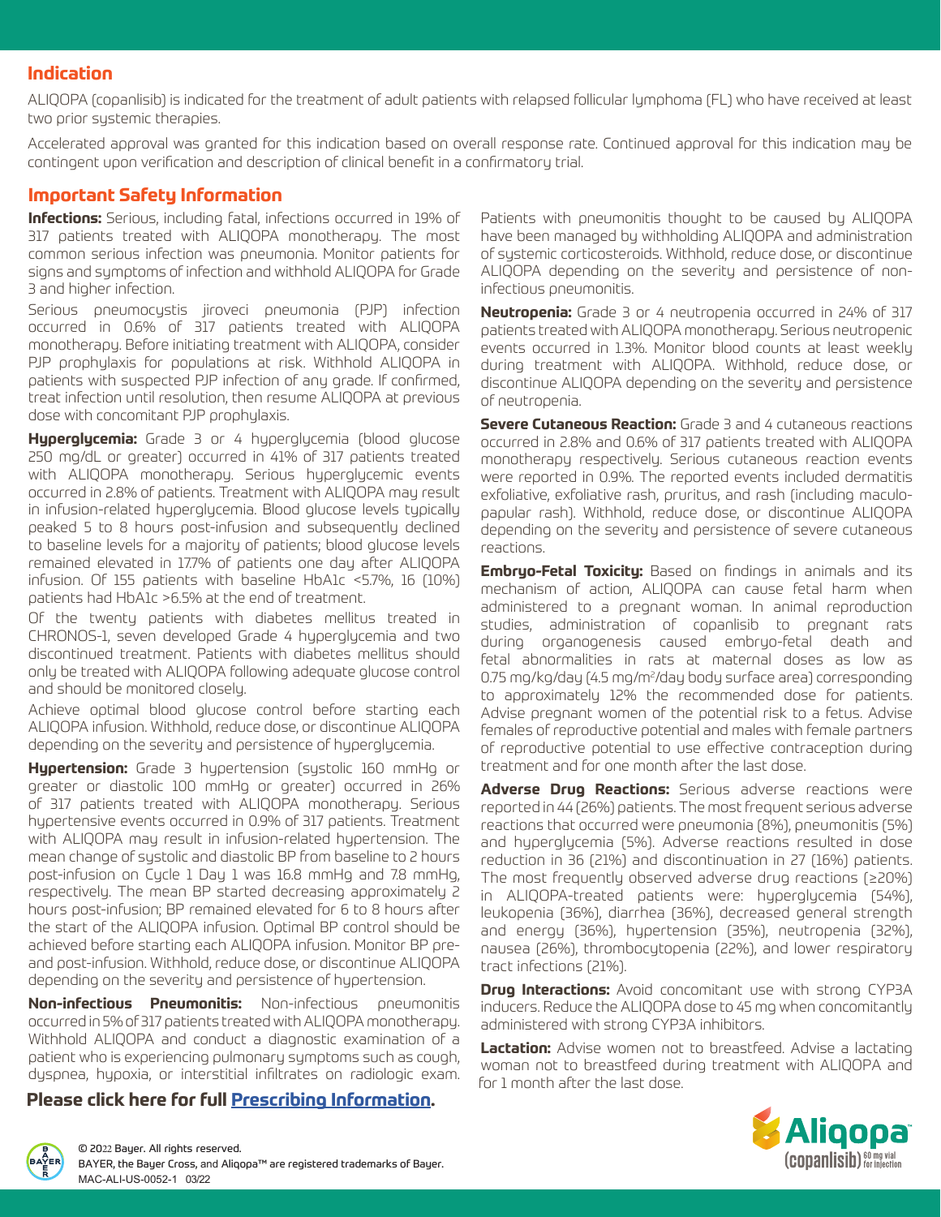## Indication

ALIQOPA (copanlisib) is indicated for the treatment of adult patients with relapsed follicular lymphoma (FL) who have received at least two prior systemic therapies.

Accelerated approval was granted for this indication based on overall response rate. Continued approval for this indication may be contingent upon verification and description of clinical benefit in a confirmatory trial.

## Important Safety Information

**Infections:** Serious, including fatal, infections occurred in 19% of 317 patients treated with ALIQOPA monotherapy. The most common serious infection was pneumonia. Monitor patients for signs and symptoms of infection and withhold ALIQOPA for Grade 3 and higher infection.

Serious pneumocystis jiroveci pneumonia (PJP) infection occurred in 0.6% of 317 patients treated with ALIQOPA monotherapy. Before initiating treatment with ALIQOPA, consider PJP prophylaxis for populations at risk. Withhold ALIQOPA in patients with suspected PJP infection of any grade. If confirmed, treat infection until resolution, then resume ALIQOPA at previous dose with concomitant PJP prophylaxis.

**Hyperglycemia:** Grade 3 or 4 hyperglycemia (blood glucose 250 mg/dL or greater) occurred in 41% of 317 patients treated with ALIQOPA monotherapy. Serious hyperglycemic events occurred in 2.8% of patients. Treatment with ALIQOPA may result in infusion-related hyperglycemia. Blood glucose levels typically peaked 5 to 8 hours post-infusion and subsequently declined to baseline levels for a majority of patients; blood glucose levels remained elevated in 17.7% of patients one day after ALIQOPA infusion. Of 155 patients with baseline HbA1c <5.7%, 16 (10%) patients had HbA1c >6.5% at the end of treatment.

Of the twenty patients with diabetes mellitus treated in CHRONOS-1, seven developed Grade 4 hyperglycemia and two discontinued treatment. Patients with diabetes mellitus should only be treated with ALIQOPA following adequate glucose control and should be monitored closely.

Achieve optimal blood glucose control before starting each ALIQOPA infusion. Withhold, reduce dose, or discontinue ALIQOPA depending on the severity and persistence of hyperglycemia.

**Hypertension:** Grade 3 hypertension (systolic 160 mmHg or greater or diastolic 100 mmHg or greater) occurred in 26% of 317 patients treated with ALIQOPA monotherapy. Serious hypertensive events occurred in 0.9% of 317 patients. Treatment with ALIQOPA may result in infusion-related hypertension. The mean change of systolic and diastolic BP from baseline to 2 hours post-infusion on Cycle 1 Day 1 was 16.8 mmHg and 7.8 mmHg, respectively. The mean BP started decreasing approximately 2 hours post-infusion; BP remained elevated for 6 to 8 hours after the start of the ALIQOPA infusion. Optimal BP control should be achieved before starting each ALIQOPA infusion. Monitor BP pre- and post-infusion. Withhold, reduce dose, or discontinue ALIQOPA depending on the severity and persistence of hypertension.

**Non-infectious Pneumonitis:** Non-infectious pneumonitis occurred in 5% of 317 patients treated with ALIQOPA monotherapy. Withhold ALIQOPA and conduct a diagnostic examination of a patient who is experiencing pulmonary symptoms such as cough, dyspnea, hypoxia, or interstitial infiltrates on radiologic exam. Patients with pneumonitis thought to be caused by ALIQOPA have been managed by withholding ALIQOPA and administration of systemic corticosteroids. Withhold, reduce dose, or discontinue ALIQOPA depending on the severity and persistence of non-infectious pneumonitis.

**Neutropenia:** Grade 3 or 4 neutropenia occurred in 24% of 317 patients treated with ALIQOPA monotherapy. Serious neutropenic events occurred in 1.3%. Monitor blood counts at least weekly during treatment with ALIQOPA. Withhold, reduce dose, or discontinue ALIQOPA depending on the severity and persistence of neutropenia.

**Severe Cutaneous Reaction:** Grade 3 and 4 cutaneous reactions occurred in 2.8% and 0.6% of 317 patients treated with ALIQOPA monotherapy respectively. Serious cutaneous reaction events were reported in 0.9%. The reported events included dermatitis exfoliative, exfoliative rash, pruritus, and rash (including maculo-papular rash). Withhold, reduce dose, or discontinue ALIQOPA depending on the severity and persistence of severe cutaneous reactions.

**Embryo-Fetal Toxicity:** Based on findings in animals and its mechanism of action, ALIQOPA can cause fetal harm when administered to a pregnant woman. In animal reproduction studies, administration of copanlisib to pregnant rats during organogenesis caused embryo-fetal death and fetal abnormalities in rats at maternal doses as low as 0.75 mg/kg/day (4.5 mg/$m^2$/day body surface area) corresponding to approximately 12% the recommended dose for patients. Advise pregnant women of the potential risk to a fetus. Advise females of reproductive potential and males with female partners of reproductive potential to use effective contraception during treatment and for one month after the last dose.

**Adverse Drug Reactions:** Serious adverse reactions were reported in 44 (26%) patients. The most frequent serious adverse reactions that occurred were pneumonia (8%), pneumonitis (5%) and hyperglycemia (5%). Adverse reactions resulted in dose reduction in 36 (21%) and discontinuation in 27 (16%) patients. The most frequently observed adverse drug reactions (≥20%) in ALIQOPA-treated patients were: hyperglycemia (54%), leukopenia (36%), diarrhea (36%), decreased general strength and energy (36%), hypertension (35%), neutropenia (32%), nausea (26%), thrombocytopenia (22%), and lower respiratory tract infections (21%).

**Drug Interactions:** Avoid concomitant use with strong CYP3A inducers. Reduce the ALIQOPA dose to 45 mg when concomitantly administered with strong CYP3A inhibitors.

**Lactation:** Advise women not to breastfeed. Advise a lactating woman not to breastfeed during treatment with ALIQOPA and for 1 month after the last dose.

**Please click here for full Prescribing Information.**

Aliqopa™ (copanlisib) 60 mg vial for injection

© 2022 Bayer. All rights reserved.
BAYER, the Bayer Cross, and Aliqopa™ are registered trademarks of Bayer.
MAC-ALI-US-0052-1 03/22